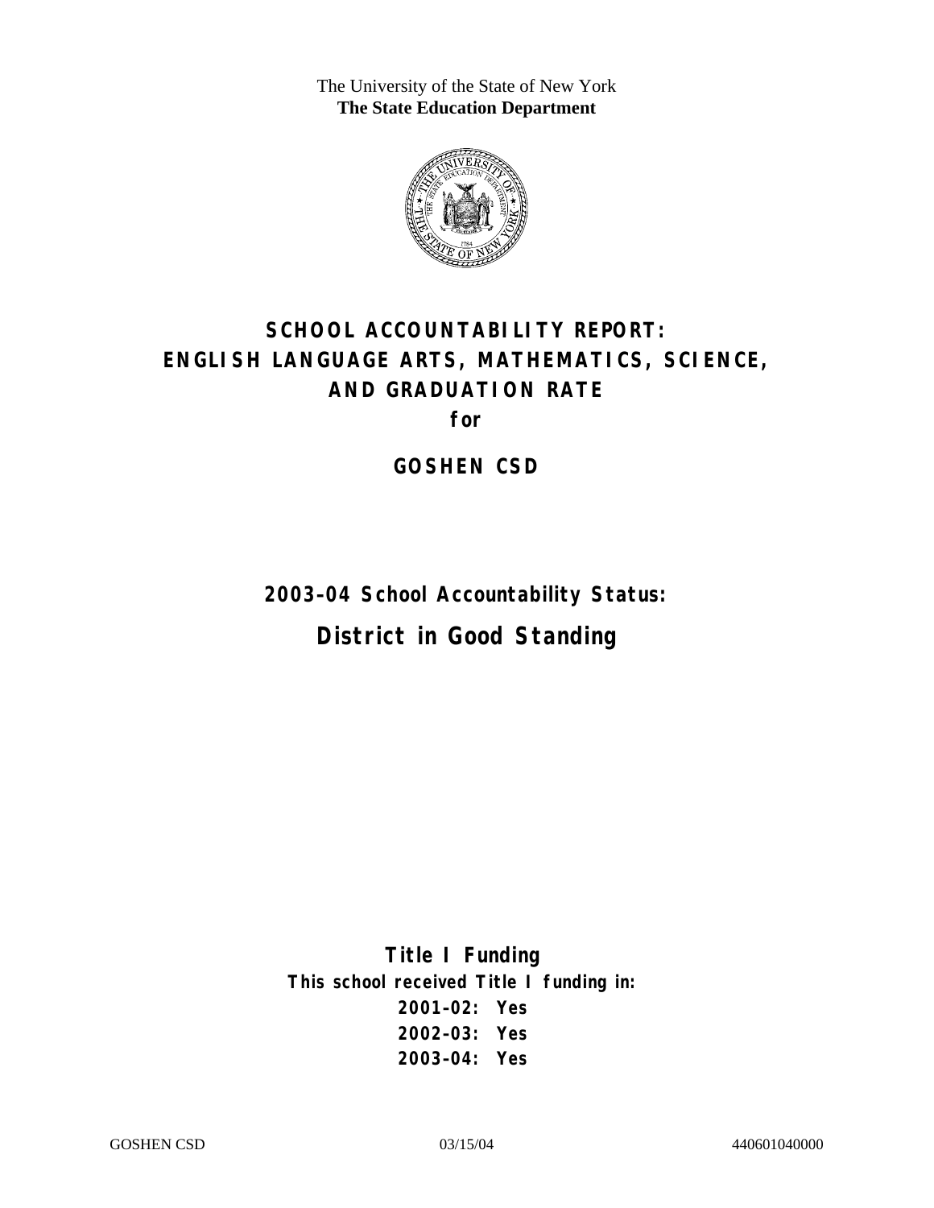The University of the State of New York
**The State Education Department**

# SCHOOL ACCOUNTABILITY REPORT: ENGLISH LANGUAGE ARTS, MATHEMATICS, SCIENCE, AND GRADUATION RATE

**for**

## GOSHEN CSD

### 2003–04 School Accountability Status:

## District in Good Standing

### Title I Funding

**This school received Title I funding in:**

**2001–02: Yes**
**2002–03: Yes**
**2003–04: Yes**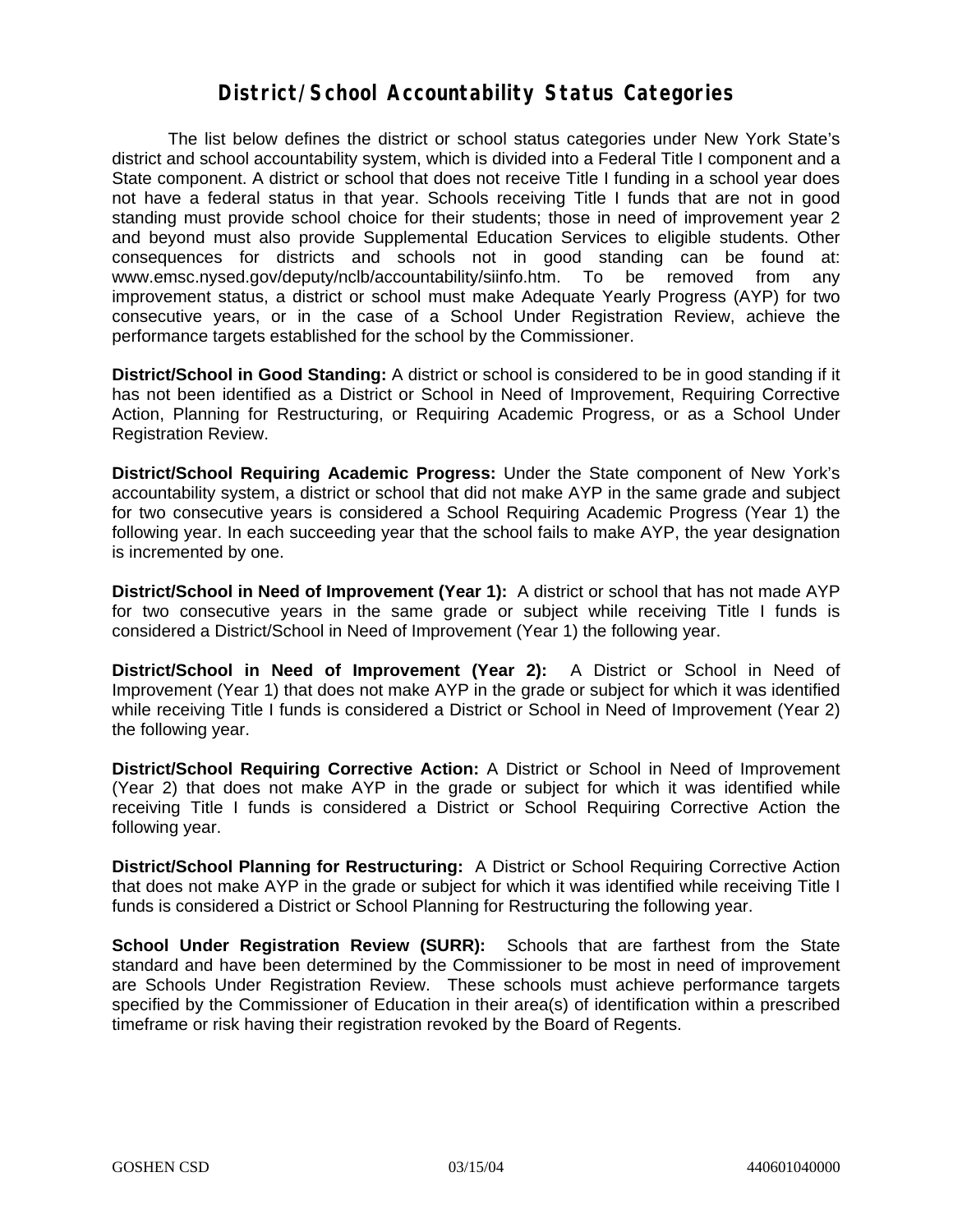# District/School Accountability Status Categories

The list below defines the district or school status categories under New York State's district and school accountability system, which is divided into a Federal Title I component and a State component. A district or school that does not receive Title I funding in a school year does not have a federal status in that year. Schools receiving Title I funds that are not in good standing must provide school choice for their students; those in need of improvement year 2 and beyond must also provide Supplemental Education Services to eligible students. Other consequences for districts and schools not in good standing can be found at: www.emsc.nysed.gov/deputy/nclb/accountability/siinfo.htm. To be removed from any improvement status, a district or school must make Adequate Yearly Progress (AYP) for two consecutive years, or in the case of a School Under Registration Review, achieve the performance targets established for the school by the Commissioner.

**District/School in Good Standing:** A district or school is considered to be in good standing if it has not been identified as a District or School in Need of Improvement, Requiring Corrective Action, Planning for Restructuring, or Requiring Academic Progress, or as a School Under Registration Review.

**District/School Requiring Academic Progress:** Under the State component of New York's accountability system, a district or school that did not make AYP in the same grade and subject for two consecutive years is considered a School Requiring Academic Progress (Year 1) the following year. In each succeeding year that the school fails to make AYP, the year designation is incremented by one.

**District/School in Need of Improvement (Year 1):** A district or school that has not made AYP for two consecutive years in the same grade or subject while receiving Title I funds is considered a District/School in Need of Improvement (Year 1) the following year.

**District/School in Need of Improvement (Year 2):** A District or School in Need of Improvement (Year 1) that does not make AYP in the grade or subject for which it was identified while receiving Title I funds is considered a District or School in Need of Improvement (Year 2) the following year.

**District/School Requiring Corrective Action:** A District or School in Need of Improvement (Year 2) that does not make AYP in the grade or subject for which it was identified while receiving Title I funds is considered a District or School Requiring Corrective Action the following year.

**District/School Planning for Restructuring:** A District or School Requiring Corrective Action that does not make AYP in the grade or subject for which it was identified while receiving Title I funds is considered a District or School Planning for Restructuring the following year.

**School Under Registration Review (SURR):** Schools that are farthest from the State standard and have been determined by the Commissioner to be most in need of improvement are Schools Under Registration Review. These schools must achieve performance targets specified by the Commissioner of Education in their area(s) of identification within a prescribed timeframe or risk having their registration revoked by the Board of Regents.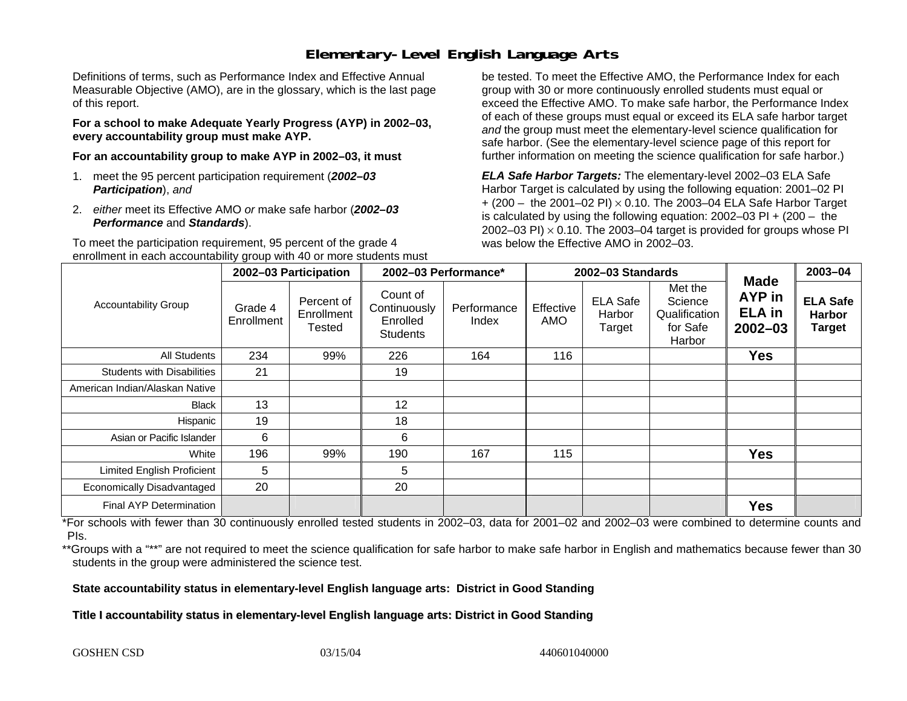# Elementary-Level English Language Arts

Definitions of terms, such as Performance Index and Effective Annual Measurable Objective (AMO), are in the glossary, which is the last page of this report.

**For a school to make Adequate Yearly Progress (AYP) in 2002–03, every accountability group must make AYP.**

**For an accountability group to make AYP in 2002–03, it must**

1. meet the 95 percent participation requirement (***2002–03 Participation***), *and*
2. *either* meet its Effective AMO *or* make safe harbor (***2002–03 Performance*** and ***Standards***).

To meet the participation requirement, 95 percent of the grade 4 enrollment in each accountability group with 40 or more students must be tested. To meet the Effective AMO, the Performance Index for each group with 30 or more continuously enrolled students must equal or exceed the Effective AMO. To make safe harbor, the Performance Index of each of these groups must equal or exceed its ELA safe harbor target *and* the group must meet the elementary-level science qualification for safe harbor. (See the elementary-level science page of this report for further information on meeting the science qualification for safe harbor.)

***ELA Safe Harbor Targets:*** The elementary-level 2002–03 ELA Safe Harbor Target is calculated by using the following equation: 2001–02 PI + (200 – the 2001–02 PI) $\times$ 0.10. The 2003–04 ELA Safe Harbor Target is calculated by using the following equation: 2002–03 PI + (200 – the 2002–03 PI) $\times$ 0.10. The 2003–04 target is provided for groups whose PI was below the Effective AMO in 2002–03.

| Accountability Group | 2002–03 Participation | | 2002–03 Performance* | | 2002–03 Standards | | | Made AYP in ELA in 2002–03 | 2003–04 |
|---|---|---|---|---|---|---|---|---|---|
| | Grade 4 Enrollment | Percent of Enrollment Tested | Count of Continuously Enrolled Students | Performance Index | Effective AMO | ELA Safe Harbor Target | Met the Science Qualification for Safe Harbor | | ELA Safe Harbor Target |
| All Students | 234 | 99% | 226 | 164 | 116 | | | **Yes** | |
| Students with Disabilities | 21 | | 19 | | | | | | |
| American Indian/Alaskan Native | | | | | | | | | |
| Black | 13 | | 12 | | | | | | |
| Hispanic | 19 | | 18 | | | | | | |
| Asian or Pacific Islander | 6 | | 6 | | | | | | |
| White | 196 | 99% | 190 | 167 | 115 | | | **Yes** | |
| Limited English Proficient | 5 | | 5 | | | | | | |
| Economically Disadvantaged | 20 | | 20 | | | | | | |
| Final AYP Determination | | | | | | | | **Yes** | |

*For schools with fewer than 30 continuously enrolled tested students in 2002–03, data for 2001–02 and 2002–03 were combined to determine counts and PIs.

**Groups with a "**" are not required to meet the science qualification for safe harbor to make safe harbor in English and mathematics because fewer than 30 students in the group were administered the science test.

**State accountability status in elementary-level English language arts: District in Good Standing**

**Title I accountability status in elementary-level English language arts: District in Good Standing**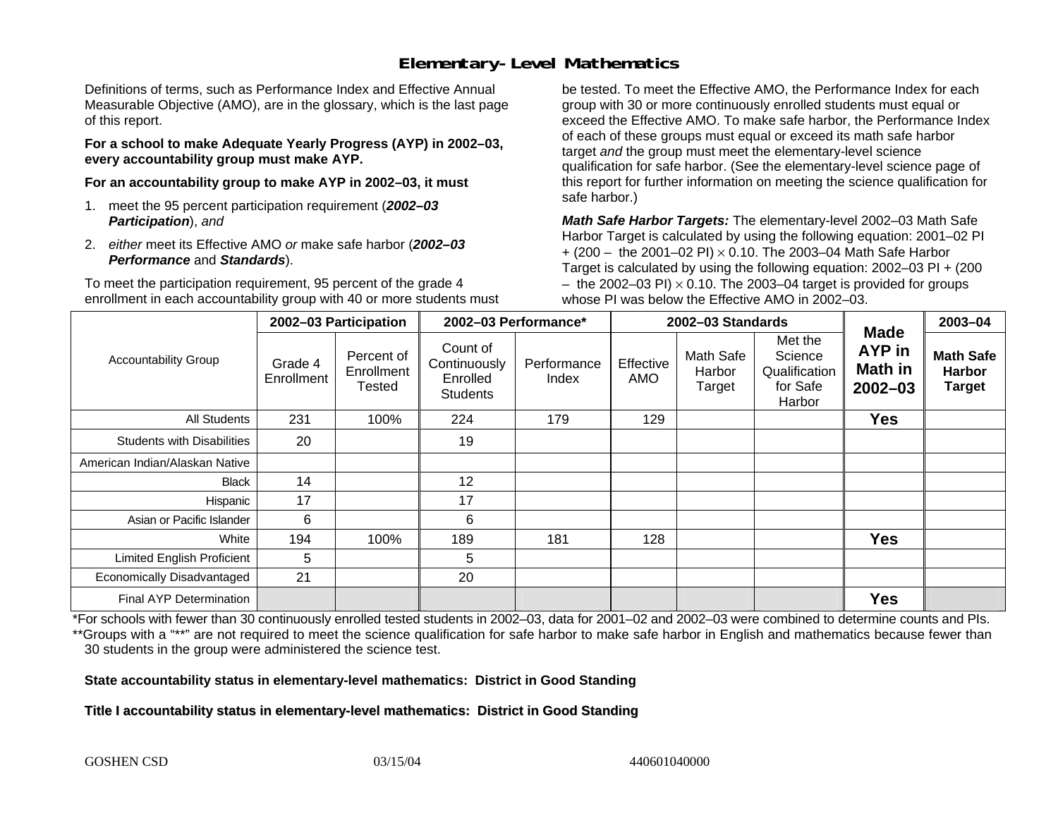## Elementary-Level Mathematics

Definitions of terms, such as Performance Index and Effective Annual Measurable Objective (AMO), are in the glossary, which is the last page of this report.

**For a school to make Adequate Yearly Progress (AYP) in 2002–03, every accountability group must make AYP.**

**For an accountability group to make AYP in 2002–03, it must**

1. meet the 95 percent participation requirement (***2002–03 Participation***), *and*
2. *either* meet its Effective AMO *or* make safe harbor (***2002–03 Performance*** and ***Standards***).

To meet the participation requirement, 95 percent of the grade 4 enrollment in each accountability group with 40 or more students must be tested. To meet the Effective AMO, the Performance Index for each group with 30 or more continuously enrolled students must equal or exceed the Effective AMO. To make safe harbor, the Performance Index of each of these groups must equal or exceed its math safe harbor target *and* the group must meet the elementary-level science qualification for safe harbor. (See the elementary-level science page of this report for further information on meeting the science qualification for safe harbor.)

***Math Safe Harbor Targets:*** The elementary-level 2002–03 Math Safe Harbor Target is calculated by using the following equation: 2001–02 PI + (200 – the 2001–02 PI) × 0.10. The 2003–04 Math Safe Harbor Target is calculated by using the following equation: 2002–03 PI + (200 – the 2002–03 PI) × 0.10. The 2003–04 target is provided for groups whose PI was below the Effective AMO in 2002–03.

| Accountability Group | 2002–03 Participation | | 2002–03 Performance* | | 2002–03 Standards | | | Made AYP in Math in 2002–03 | 2003–04 |
|---|---|---|---|---|---|---|---|---|---|
| | Grade 4 Enrollment | Percent of Enrollment Tested | Count of Continuously Enrolled Students | Performance Index | Effective AMO | Math Safe Harbor Target | Met the Science Qualification for Safe Harbor | | Math Safe Harbor Target |
| All Students | 231 | 100% | 224 | 179 | 129 | | | Yes | |
| Students with Disabilities | 20 | | 19 | | | | | | |
| American Indian/Alaskan Native | | | | | | | | | |
| Black | 14 | | 12 | | | | | | |
| Hispanic | 17 | | 17 | | | | | | |
| Asian or Pacific Islander | 6 | | 6 | | | | | | |
| White | 194 | 100% | 189 | 181 | 128 | | | Yes | |
| Limited English Proficient | 5 | | 5 | | | | | | |
| Economically Disadvantaged | 21 | | 20 | | | | | | |
| Final AYP Determination | | | | | | | | Yes | |

*For schools with fewer than 30 continuously enrolled tested students in 2002–03, data for 2001–02 and 2002–03 were combined to determine counts and PIs.

**Groups with a "**" are not required to meet the science qualification for safe harbor to make safe harbor in English and mathematics because fewer than 30 students in the group were administered the science test.

**State accountability status in elementary-level mathematics: District in Good Standing**

**Title I accountability status in elementary-level mathematics: District in Good Standing**

GOSHEN CSD 03/15/04 440601040000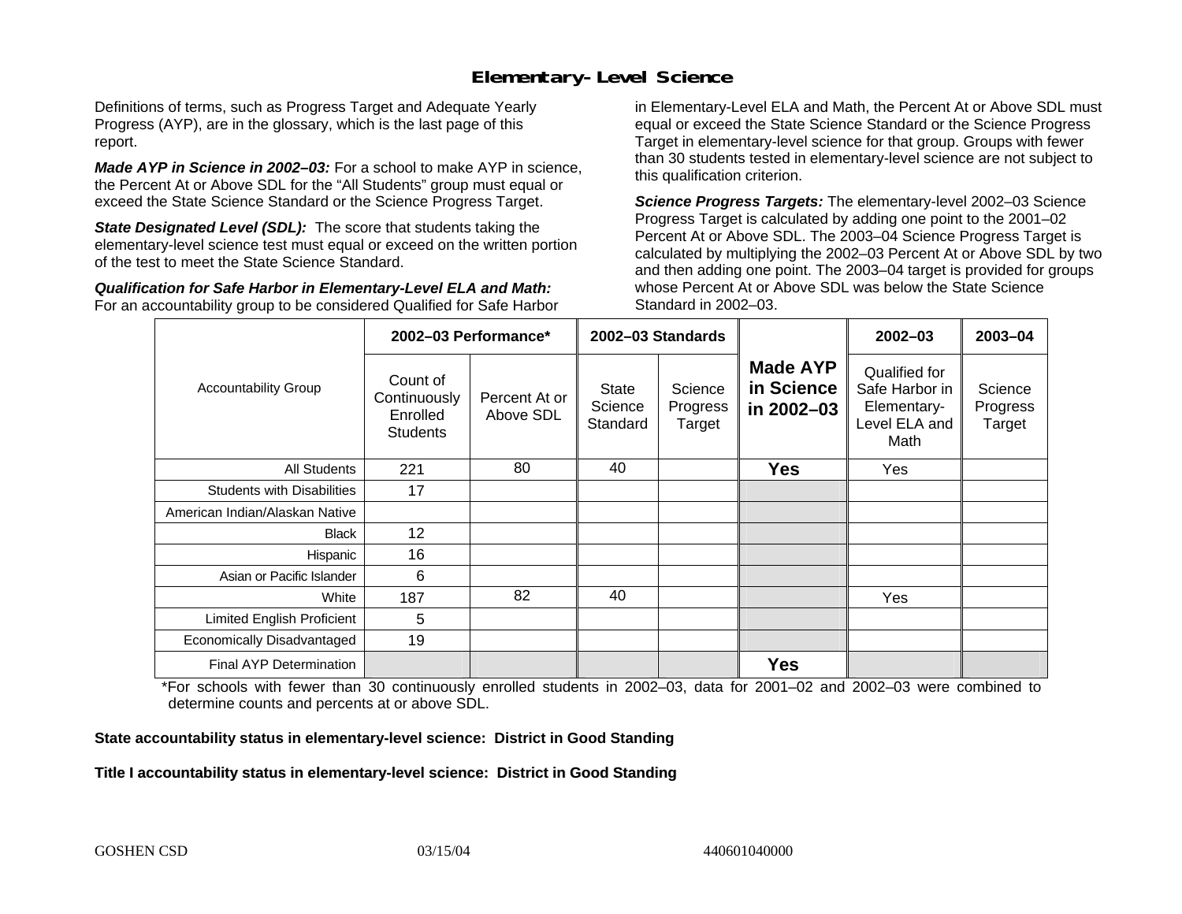# Elementary-Level Science

Definitions of terms, such as Progress Target and Adequate Yearly Progress (AYP), are in the glossary, which is the last page of this report.

***Made AYP in Science in 2002–03:*** For a school to make AYP in science, the Percent At or Above SDL for the "All Students" group must equal or exceed the State Science Standard or the Science Progress Target.

***State Designated Level (SDL):*** The score that students taking the elementary-level science test must equal or exceed on the written portion of the test to meet the State Science Standard.

***Qualification for Safe Harbor in Elementary-Level ELA and Math:*** For an accountability group to be considered Qualified for Safe Harbor in Elementary-Level ELA and Math, the Percent At or Above SDL must equal or exceed the State Science Standard or the Science Progress Target in elementary-level science for that group. Groups with fewer than 30 students tested in elementary-level science are not subject to this qualification criterion.

***Science Progress Targets:*** The elementary-level 2002–03 Science Progress Target is calculated by adding one point to the 2001–02 Percent At or Above SDL. The 2003–04 Science Progress Target is calculated by multiplying the 2002–03 Percent At or Above SDL by two and then adding one point. The 2003–04 target is provided for groups whose Percent At or Above SDL was below the State Science Standard in 2002–03.

| Accountability Group | 2002–03 Performance* | | 2002–03 Standards | | Made AYP in Science in 2002–03 | 2002–03 | 2003–04 |
|---|---|---|---|---|---|---|---|
| | Count of Continuously Enrolled Students | Percent At or Above SDL | State Science Standard | Science Progress Target | | Qualified for Safe Harbor in Elementary-Level ELA and Math | Science Progress Target |
| All Students | 221 | 80 | 40 | | **Yes** | Yes | |
| Students with Disabilities | 17 | | | | | | |
| American Indian/Alaskan Native | | | | | | | |
| Black | 12 | | | | | | |
| Hispanic | 16 | | | | | | |
| Asian or Pacific Islander | 6 | | | | | | |
| White | 187 | 82 | 40 | | | Yes | |
| Limited English Proficient | 5 | | | | | | |
| Economically Disadvantaged | 19 | | | | | | |
| Final AYP Determination | | | | | **Yes** | | |

*For schools with fewer than 30 continuously enrolled students in 2002–03, data for 2001–02 and 2002–03 were combined to determine counts and percents at or above SDL.

**State accountability status in elementary-level science: District in Good Standing**

**Title I accountability status in elementary-level science: District in Good Standing**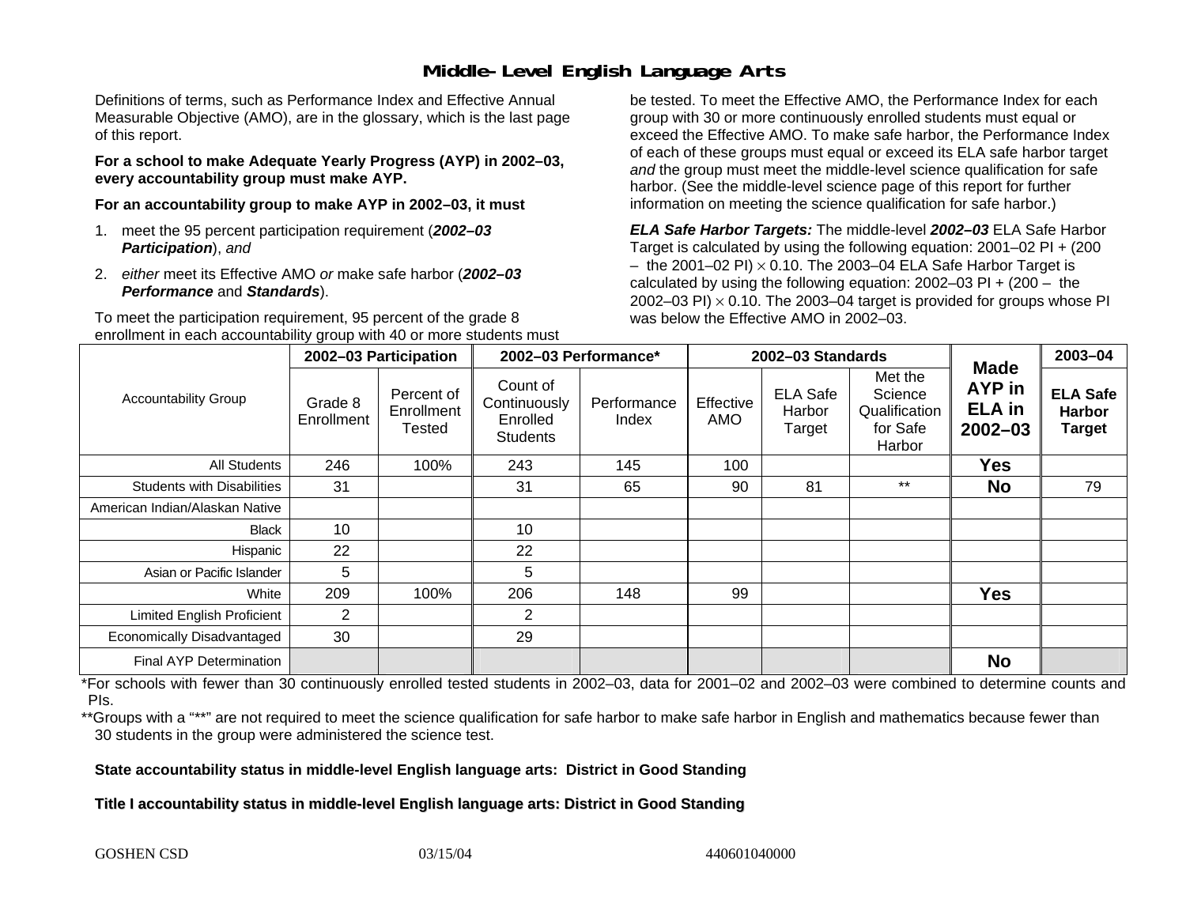# Middle-Level English Language Arts

Definitions of terms, such as Performance Index and Effective Annual Measurable Objective (AMO), are in the glossary, which is the last page of this report.

**For a school to make Adequate Yearly Progress (AYP) in 2002–03, every accountability group must make AYP.**

**For an accountability group to make AYP in 2002–03, it must**

1. meet the 95 percent participation requirement (***2002–03 Participation***), *and*
2. *either* meet its Effective AMO *or* make safe harbor (***2002–03 Performance*** and ***Standards***).

To meet the participation requirement, 95 percent of the grade 8 enrollment in each accountability group with 40 or more students must be tested. To meet the Effective AMO, the Performance Index for each group with 30 or more continuously enrolled students must equal or exceed the Effective AMO. To make safe harbor, the Performance Index of each of these groups must equal or exceed its ELA safe harbor target *and* the group must meet the middle-level science qualification for safe harbor. (See the middle-level science page of this report for further information on meeting the science qualification for safe harbor.)

***ELA Safe Harbor Targets:*** The middle-level ***2002–03*** ELA Safe Harbor Target is calculated by using the following equation: 2001–02 PI + (200 – the 2001–02 PI) × 0.10. The 2003–04 ELA Safe Harbor Target is calculated by using the following equation: 2002–03 PI + (200 – the 2002–03 PI) × 0.10. The 2003–04 target is provided for groups whose PI was below the Effective AMO in 2002–03.

| Accountability Group | 2002–03 Participation | | 2002–03 Performance* | | 2002–03 Standards | | | Made AYP in ELA in 2002–03 | 2003–04 |
|---|---|---|---|---|---|---|---|---|---|
| | Grade 8 Enrollment | Percent of Enrollment Tested | Count of Continuously Enrolled Students | Performance Index | Effective AMO | ELA Safe Harbor Target | Met the Science Qualification for Safe Harbor | | ELA Safe Harbor Target |
| All Students | 246 | 100% | 243 | 145 | 100 | | | **Yes** | |
| Students with Disabilities | 31 | | 31 | 65 | 90 | 81 | ** | **No** | 79 |
| American Indian/Alaskan Native | | | | | | | | | |
| Black | 10 | | 10 | | | | | | |
| Hispanic | 22 | | 22 | | | | | | |
| Asian or Pacific Islander | 5 | | 5 | | | | | | |
| White | 209 | 100% | 206 | 148 | 99 | | | **Yes** | |
| Limited English Proficient | 2 | | 2 | | | | | | |
| Economically Disadvantaged | 30 | | 29 | | | | | | |
| Final AYP Determination | | | | | | | | **No** | |

*For schools with fewer than 30 continuously enrolled tested students in 2002–03, data for 2001–02 and 2002–03 were combined to determine counts and PIs.

**Groups with a "**" are not required to meet the science qualification for safe harbor to make safe harbor in English and mathematics because fewer than 30 students in the group were administered the science test.

**State accountability status in middle-level English language arts: District in Good Standing**

**Title I accountability status in middle-level English language arts: District in Good Standing**

GOSHEN CSD 03/15/04 440601040000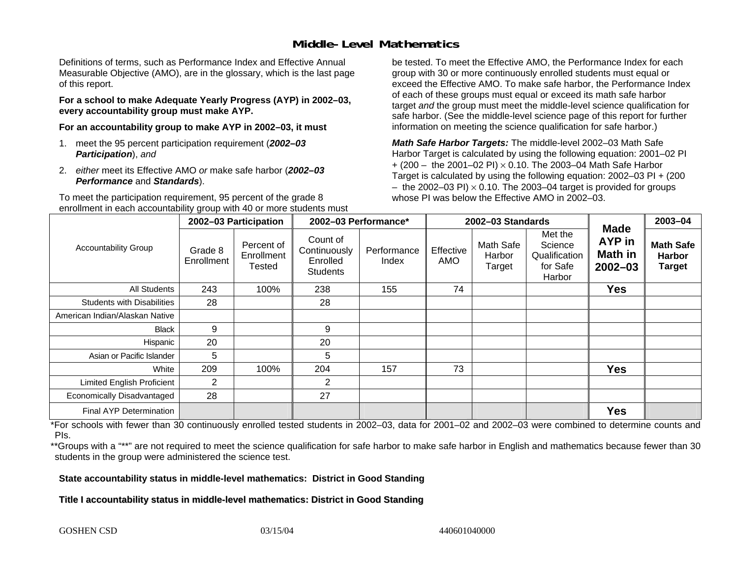# Middle-Level Mathematics

Definitions of terms, such as Performance Index and Effective Annual Measurable Objective (AMO), are in the glossary, which is the last page of this report.

**For a school to make Adequate Yearly Progress (AYP) in 2002–03, every accountability group must make AYP.**

**For an accountability group to make AYP in 2002–03, it must**

1. meet the 95 percent participation requirement (***2002–03 Participation***), *and*
2. *either* meet its Effective AMO *or* make safe harbor (***2002–03 Performance*** and ***Standards***).

To meet the participation requirement, 95 percent of the grade 8 enrollment in each accountability group with 40 or more students must be tested. To meet the Effective AMO, the Performance Index for each group with 30 or more continuously enrolled students must equal or exceed the Effective AMO. To make safe harbor, the Performance Index of each of these groups must equal or exceed its math safe harbor target *and* the group must meet the middle-level science qualification for safe harbor. (See the middle-level science page of this report for further information on meeting the science qualification for safe harbor.)

***Math Safe Harbor Targets:*** The middle-level 2002–03 Math Safe Harbor Target is calculated by using the following equation: 2001–02 PI + (200 – the 2001–02 PI) × 0.10. The 2003–04 Math Safe Harbor Target is calculated by using the following equation: 2002–03 PI + (200 – the 2002–03 PI) × 0.10. The 2003–04 target is provided for groups whose PI was below the Effective AMO in 2002–03.

| Accountability Group | 2002–03 Participation | | 2002–03 Performance* | | 2002–03 Standards | | | Made AYP in Math in 2002–03 | 2003–04 |
|---|---|---|---|---|---|---|---|---|---|
| | Grade 8 Enrollment | Percent of Enrollment Tested | Count of Continuously Enrolled Students | Performance Index | Effective AMO | Math Safe Harbor Target | Met the Science Qualification for Safe Harbor | | Math Safe Harbor Target |
| All Students | 243 | 100% | 238 | 155 | 74 | | | Yes | |
| Students with Disabilities | 28 | | 28 | | | | | | |
| American Indian/Alaskan Native | | | | | | | | | |
| Black | 9 | | 9 | | | | | | |
| Hispanic | 20 | | 20 | | | | | | |
| Asian or Pacific Islander | 5 | | 5 | | | | | | |
| White | 209 | 100% | 204 | 157 | 73 | | | Yes | |
| Limited English Proficient | 2 | | 2 | | | | | | |
| Economically Disadvantaged | 28 | | 27 | | | | | | |
| Final AYP Determination | | | | | | | | Yes | |

*For schools with fewer than 30 continuously enrolled tested students in 2002–03, data for 2001–02 and 2002–03 were combined to determine counts and PIs.

**Groups with a "**" are not required to meet the science qualification for safe harbor to make safe harbor in English and mathematics because fewer than 30 students in the group were administered the science test.

**State accountability status in middle-level mathematics: District in Good Standing**

**Title I accountability status in middle-level mathematics: District in Good Standing**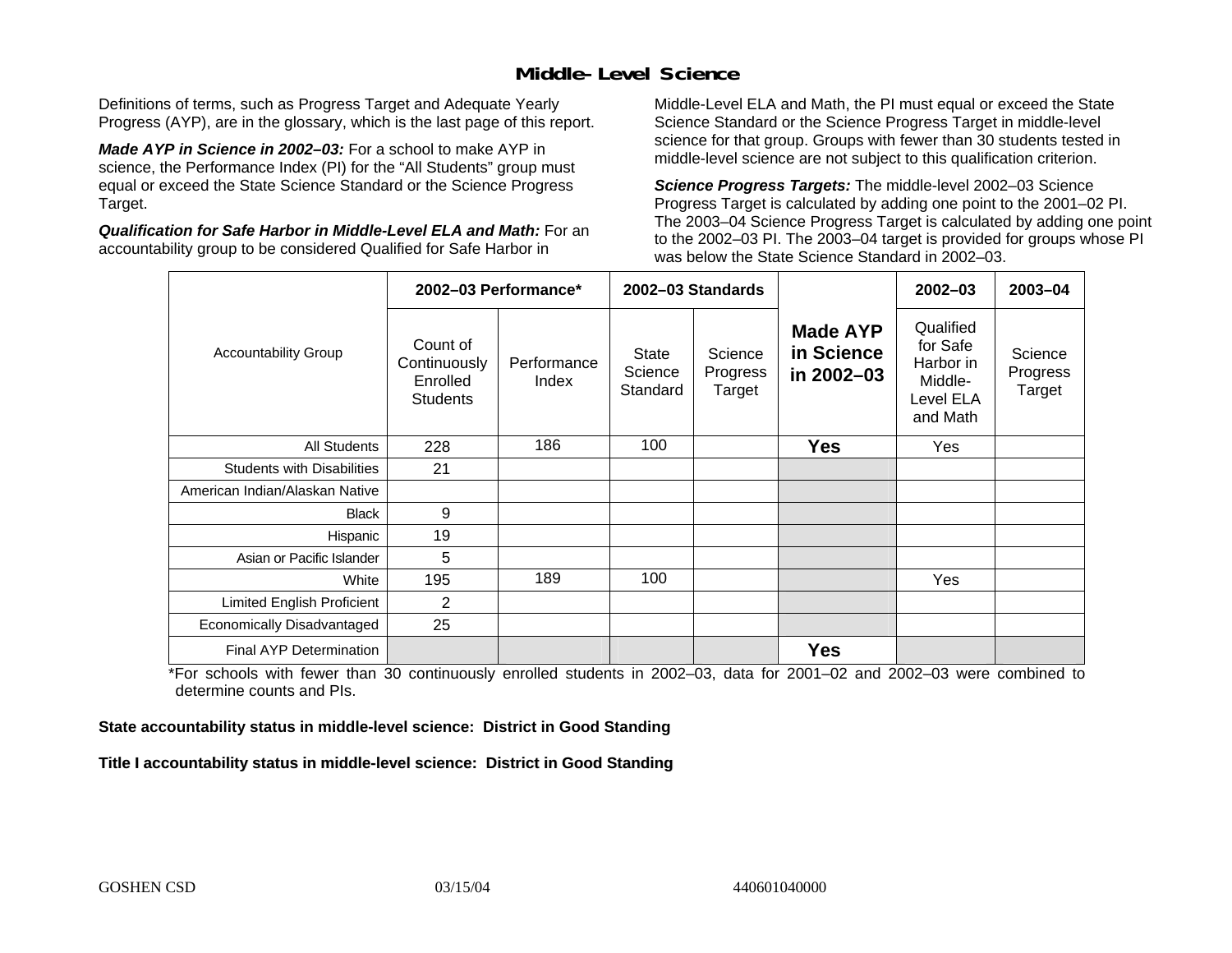# Middle-Level Science

Definitions of terms, such as Progress Target and Adequate Yearly Progress (AYP), are in the glossary, which is the last page of this report.

***Made AYP in Science in 2002–03:*** For a school to make AYP in science, the Performance Index (PI) for the "All Students" group must equal or exceed the State Science Standard or the Science Progress Target.

***Qualification for Safe Harbor in Middle-Level ELA and Math:*** For an accountability group to be considered Qualified for Safe Harbor in Middle-Level ELA and Math, the PI must equal or exceed the State Science Standard or the Science Progress Target in middle-level science for that group. Groups with fewer than 30 students tested in middle-level science are not subject to this qualification criterion.

***Science Progress Targets:*** The middle-level 2002–03 Science Progress Target is calculated by adding one point to the 2001–02 PI. The 2003–04 Science Progress Target is calculated by adding one point to the 2002–03 PI. The 2003–04 target is provided for groups whose PI was below the State Science Standard in 2002–03.

| Accountability Group | 2002–03 Performance* | | 2002–03 Standards | | Made AYP in Science in 2002–03 | 2002–03 | 2003–04 |
|---|---|---|---|---|---|---|---|
| | Count of Continuously Enrolled Students | Performance Index | State Science Standard | Science Progress Target | | Qualified for Safe Harbor in Middle-Level ELA and Math | Science Progress Target |
| All Students | 228 | 186 | 100 | | **Yes** | Yes | |
| Students with Disabilities | 21 | | | | | | |
| American Indian/Alaskan Native | | | | | | | |
| Black | 9 | | | | | | |
| Hispanic | 19 | | | | | | |
| Asian or Pacific Islander | 5 | | | | | | |
| White | 195 | 189 | 100 | | | Yes | |
| Limited English Proficient | 2 | | | | | | |
| Economically Disadvantaged | 25 | | | | | | |
| Final AYP Determination | | | | | **Yes** | | |

*For schools with fewer than 30 continuously enrolled students in 2002–03, data for 2001–02 and 2002–03 were combined to determine counts and PIs.

**State accountability status in middle-level science: District in Good Standing**

**Title I accountability status in middle-level science: District in Good Standing**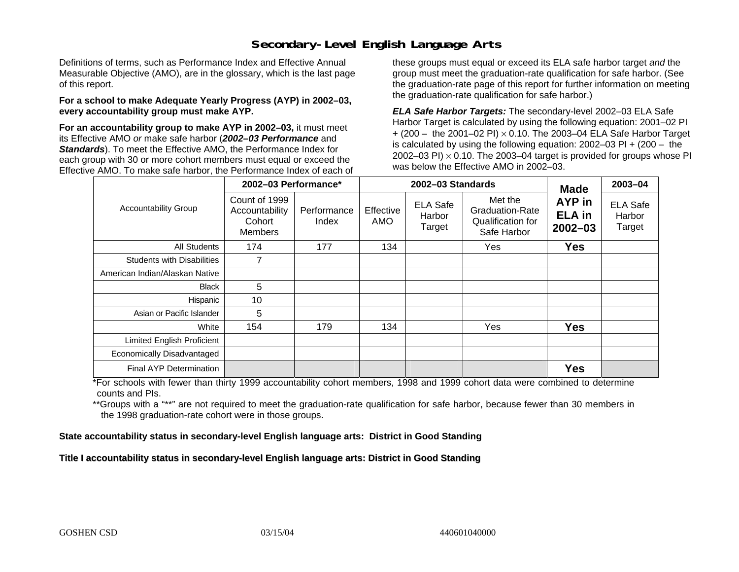# Secondary-Level English Language Arts

Definitions of terms, such as Performance Index and Effective Annual Measurable Objective (AMO), are in the glossary, which is the last page of this report.

**For a school to make Adequate Yearly Progress (AYP) in 2002–03, every accountability group must make AYP.**

**For an accountability group to make AYP in 2002–03,** it must meet its Effective AMO *or* make safe harbor (***2002–03 Performance*** and ***Standards***). To meet the Effective AMO, the Performance Index for each group with 30 or more cohort members must equal or exceed the Effective AMO. To make safe harbor, the Performance Index of each of these groups must equal or exceed its ELA safe harbor target *and* the group must meet the graduation-rate qualification for safe harbor. (See the graduation-rate page of this report for further information on meeting the graduation-rate qualification for safe harbor.)

***ELA Safe Harbor Targets:*** The secondary-level 2002–03 ELA Safe Harbor Target is calculated by using the following equation: 2001–02 PI + (200 – the 2001–02 PI) $\times$ 0.10. The 2003–04 ELA Safe Harbor Target is calculated by using the following equation: 2002–03 PI + (200 – the 2002–03 PI) $\times$ 0.10. The 2003–04 target is provided for groups whose PI was below the Effective AMO in 2002–03.

| Accountability Group | 2002–03 Performance* | | 2002–03 Standards | | | Made AYP in ELA in 2002–03 | 2003–04 |
|---|---|---|---|---|---|---|---|
| | Count of 1999 Accountability Cohort Members | Performance Index | Effective AMO | ELA Safe Harbor Target | Met the Graduation-Rate Qualification for Safe Harbor | | ELA Safe Harbor Target |
| All Students | 174 | 177 | 134 | | Yes | **Yes** | |
| Students with Disabilities | 7 | | | | | | |
| American Indian/Alaskan Native | | | | | | | |
| Black | 5 | | | | | | |
| Hispanic | 10 | | | | | | |
| Asian or Pacific Islander | 5 | | | | | | |
| White | 154 | 179 | 134 | | Yes | **Yes** | |
| Limited English Proficient | | | | | | | |
| Economically Disadvantaged | | | | | | | |
| Final AYP Determination | | | | | | **Yes** | |

*For schools with fewer than thirty 1999 accountability cohort members, 1998 and 1999 cohort data were combined to determine counts and PIs.

**Groups with a "**" are not required to meet the graduation-rate qualification for safe harbor, because fewer than 30 members in the 1998 graduation-rate cohort were in those groups.

**State accountability status in secondary-level English language arts: District in Good Standing**

**Title I accountability status in secondary-level English language arts: District in Good Standing**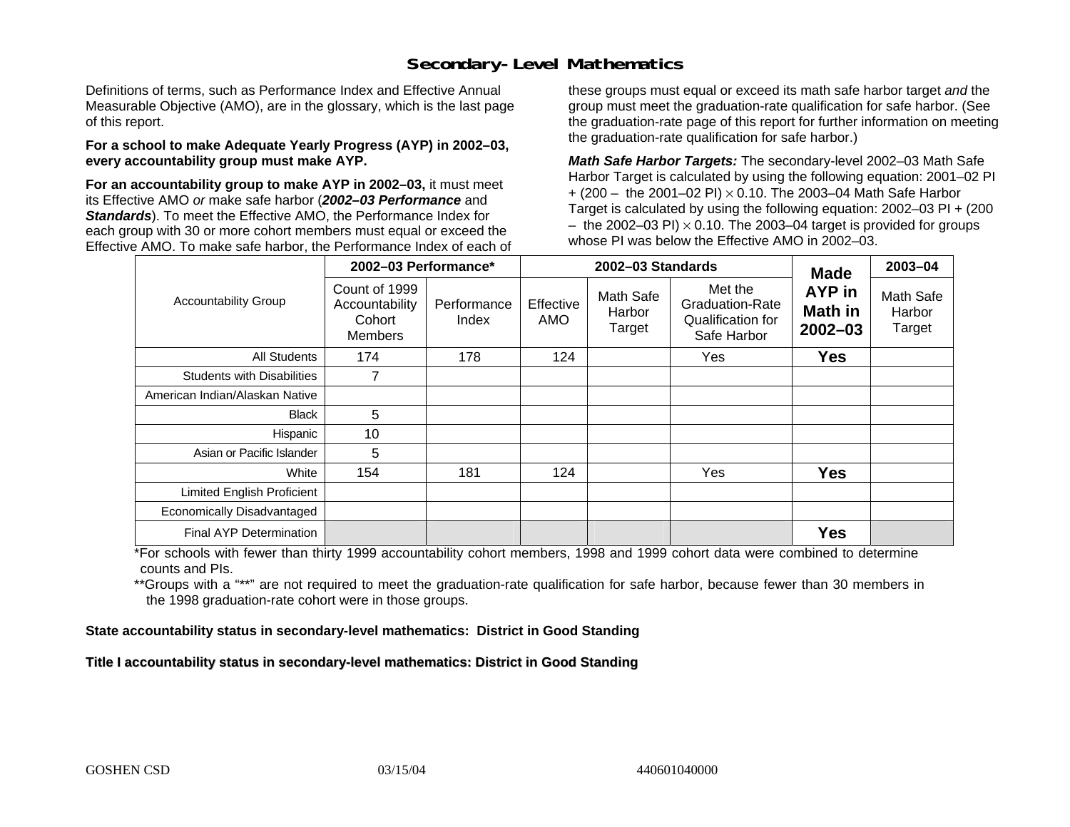# Secondary-Level Mathematics

Definitions of terms, such as Performance Index and Effective Annual Measurable Objective (AMO), are in the glossary, which is the last page of this report.

**For a school to make Adequate Yearly Progress (AYP) in 2002–03, every accountability group must make AYP.**

**For an accountability group to make AYP in 2002–03,** it must meet its Effective AMO *or* make safe harbor (***2002–03 Performance*** and ***Standards***). To meet the Effective AMO, the Performance Index for each group with 30 or more cohort members must equal or exceed the Effective AMO. To make safe harbor, the Performance Index of each of these groups must equal or exceed its math safe harbor target *and* the group must meet the graduation-rate qualification for safe harbor. (See the graduation-rate page of this report for further information on meeting the graduation-rate qualification for safe harbor.)

***Math Safe Harbor Targets:*** The secondary-level 2002–03 Math Safe Harbor Target is calculated by using the following equation: 2001–02 PI + (200 – the 2001–02 PI) $\times$ 0.10. The 2003–04 Math Safe Harbor Target is calculated by using the following equation: 2002–03 PI + (200 – the 2002–03 PI) $\times$ 0.10. The 2003–04 target is provided for groups whose PI was below the Effective AMO in 2002–03.

| Accountability Group | 2002–03 Performance* | | 2002–03 Standards | | | Made AYP in Math in 2002–03 | 2003–04 |
|---|---|---|---|---|---|---|---|
| | Count of 1999 Accountability Cohort Members | Performance Index | Effective AMO | Math Safe Harbor Target | Met the Graduation-Rate Qualification for Safe Harbor | | Math Safe Harbor Target |
| All Students | 174 | 178 | 124 | | Yes | **Yes** | |
| Students with Disabilities | 7 | | | | | | |
| American Indian/Alaskan Native | | | | | | | |
| Black | 5 | | | | | | |
| Hispanic | 10 | | | | | | |
| Asian or Pacific Islander | 5 | | | | | | |
| White | 154 | 181 | 124 | | Yes | **Yes** | |
| Limited English Proficient | | | | | | | |
| Economically Disadvantaged | | | | | | | |
| Final AYP Determination | | | | | | **Yes** | |

*For schools with fewer than thirty 1999 accountability cohort members, 1998 and 1999 cohort data were combined to determine counts and PIs.

**Groups with a "**" are not required to meet the graduation-rate qualification for safe harbor, because fewer than 30 members in the 1998 graduation-rate cohort were in those groups.

**State accountability status in secondary-level mathematics: District in Good Standing**

**Title I accountability status in secondary-level mathematics: District in Good Standing**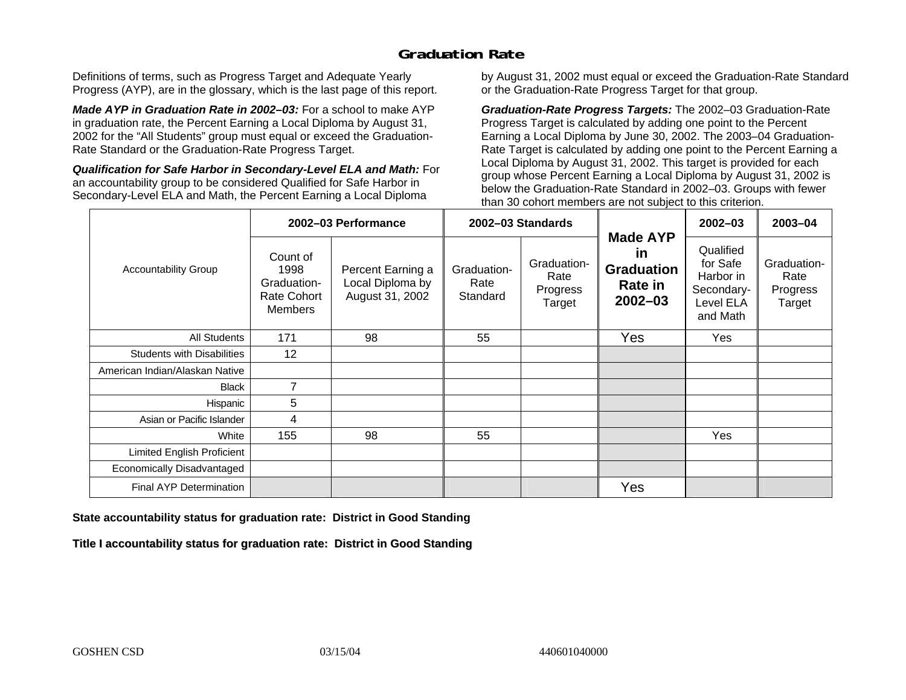# Graduation Rate

Definitions of terms, such as Progress Target and Adequate Yearly Progress (AYP), are in the glossary, which is the last page of this report.

***Made AYP in Graduation Rate in 2002–03:*** For a school to make AYP in graduation rate, the Percent Earning a Local Diploma by August 31, 2002 for the "All Students" group must equal or exceed the Graduation-Rate Standard or the Graduation-Rate Progress Target.

***Qualification for Safe Harbor in Secondary-Level ELA and Math:*** For an accountability group to be considered Qualified for Safe Harbor in Secondary-Level ELA and Math, the Percent Earning a Local Diploma by August 31, 2002 must equal or exceed the Graduation-Rate Standard or the Graduation-Rate Progress Target for that group.

***Graduation-Rate Progress Targets:*** The 2002–03 Graduation-Rate Progress Target is calculated by adding one point to the Percent Earning a Local Diploma by June 30, 2002. The 2003–04 Graduation-Rate Target is calculated by adding one point to the Percent Earning a Local Diploma by August 31, 2002. This target is provided for each group whose Percent Earning a Local Diploma by August 31, 2002 is below the Graduation-Rate Standard in 2002–03. Groups with fewer than 30 cohort members are not subject to this criterion.

| Accountability Group | 2002–03 Performance | | 2002–03 Standards | | Made AYP in Graduation Rate in 2002–03 | 2002–03 | 2003–04 |
|---|---|---|---|---|---|---|---|
| | Count of 1998 Graduation-Rate Cohort Members | Percent Earning a Local Diploma by August 31, 2002 | Graduation-Rate Standard | Graduation-Rate Progress Target | | Qualified for Safe Harbor in Secondary-Level ELA and Math | Graduation-Rate Progress Target |
| All Students | 171 | 98 | 55 | | Yes | Yes | |
| Students with Disabilities | 12 | | | | | | |
| American Indian/Alaskan Native | | | | | | | |
| Black | 7 | | | | | | |
| Hispanic | 5 | | | | | | |
| Asian or Pacific Islander | 4 | | | | | | |
| White | 155 | 98 | 55 | | | Yes | |
| Limited English Proficient | | | | | | | |
| Economically Disadvantaged | | | | | | | |
| Final AYP Determination | | | | | Yes | | |

**State accountability status for graduation rate: District in Good Standing**

**Title I accountability status for graduation rate: District in Good Standing**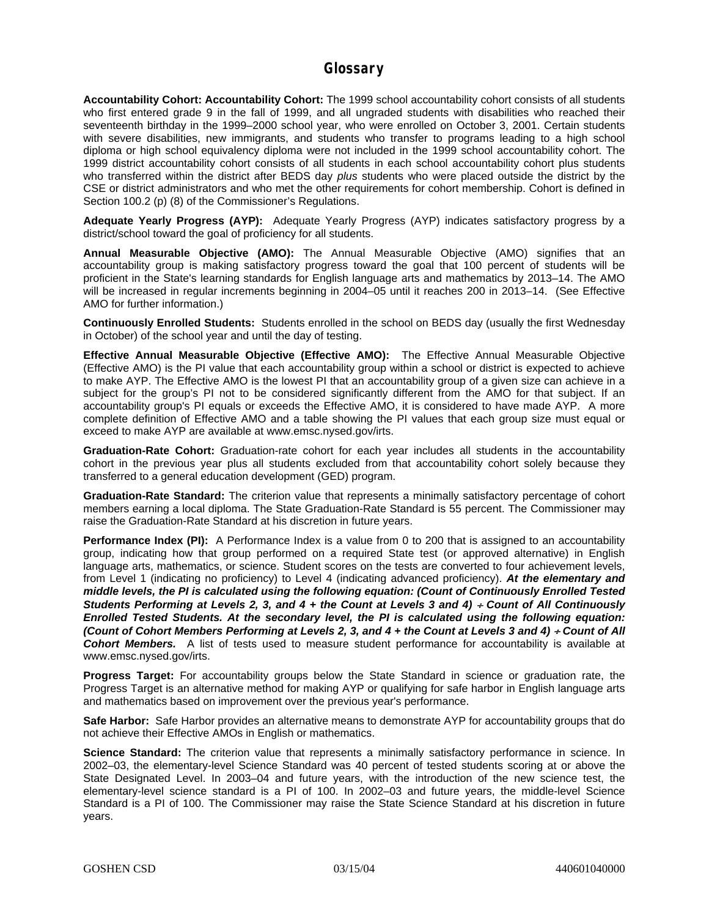# Glossary

**Accountability Cohort: Accountability Cohort:** The 1999 school accountability cohort consists of all students who first entered grade 9 in the fall of 1999, and all ungraded students with disabilities who reached their seventeenth birthday in the 1999–2000 school year, who were enrolled on October 3, 2001. Certain students with severe disabilities, new immigrants, and students who transfer to programs leading to a high school diploma or high school equivalency diploma were not included in the 1999 school accountability cohort. The 1999 district accountability cohort consists of all students in each school accountability cohort plus students who transferred within the district after BEDS day *plus* students who were placed outside the district by the CSE or district administrators and who met the other requirements for cohort membership. Cohort is defined in Section 100.2 (p) (8) of the Commissioner's Regulations.

**Adequate Yearly Progress (AYP):** Adequate Yearly Progress (AYP) indicates satisfactory progress by a district/school toward the goal of proficiency for all students.

**Annual Measurable Objective (AMO):** The Annual Measurable Objective (AMO) signifies that an accountability group is making satisfactory progress toward the goal that 100 percent of students will be proficient in the State's learning standards for English language arts and mathematics by 2013–14. The AMO will be increased in regular increments beginning in 2004–05 until it reaches 200 in 2013–14. (See Effective AMO for further information.)

**Continuously Enrolled Students:** Students enrolled in the school on BEDS day (usually the first Wednesday in October) of the school year and until the day of testing.

**Effective Annual Measurable Objective (Effective AMO):** The Effective Annual Measurable Objective (Effective AMO) is the PI value that each accountability group within a school or district is expected to achieve to make AYP. The Effective AMO is the lowest PI that an accountability group of a given size can achieve in a subject for the group's PI not to be considered significantly different from the AMO for that subject. If an accountability group's PI equals or exceeds the Effective AMO, it is considered to have made AYP. A more complete definition of Effective AMO and a table showing the PI values that each group size must equal or exceed to make AYP are available at www.emsc.nysed.gov/irts.

**Graduation-Rate Cohort:** Graduation-rate cohort for each year includes all students in the accountability cohort in the previous year plus all students excluded from that accountability cohort solely because they transferred to a general education development (GED) program.

**Graduation-Rate Standard:** The criterion value that represents a minimally satisfactory percentage of cohort members earning a local diploma. The State Graduation-Rate Standard is 55 percent. The Commissioner may raise the Graduation-Rate Standard at his discretion in future years.

**Performance Index (PI):** A Performance Index is a value from 0 to 200 that is assigned to an accountability group, indicating how that group performed on a required State test (or approved alternative) in English language arts, mathematics, or science. Student scores on the tests are converted to four achievement levels, from Level 1 (indicating no proficiency) to Level 4 (indicating advanced proficiency). ***At the elementary and middle levels, the PI is calculated using the following equation: (Count of Continuously Enrolled Tested Students Performing at Levels 2, 3, and 4 + the Count at Levels 3 and 4) ÷ Count of All Continuously Enrolled Tested Students. At the secondary level, the PI is calculated using the following equation: (Count of Cohort Members Performing at Levels 2, 3, and 4 + the Count at Levels 3 and 4) ÷ Count of All Cohort Members.*** A list of tests used to measure student performance for accountability is available at www.emsc.nysed.gov/irts.

**Progress Target:** For accountability groups below the State Standard in science or graduation rate, the Progress Target is an alternative method for making AYP or qualifying for safe harbor in English language arts and mathematics based on improvement over the previous year's performance.

**Safe Harbor:** Safe Harbor provides an alternative means to demonstrate AYP for accountability groups that do not achieve their Effective AMOs in English or mathematics.

**Science Standard:** The criterion value that represents a minimally satisfactory performance in science. In 2002–03, the elementary-level Science Standard was 40 percent of tested students scoring at or above the State Designated Level. In 2003–04 and future years, with the introduction of the new science test, the elementary-level science standard is a PI of 100. In 2002–03 and future years, the middle-level Science Standard is a PI of 100. The Commissioner may raise the State Science Standard at his discretion in future years.